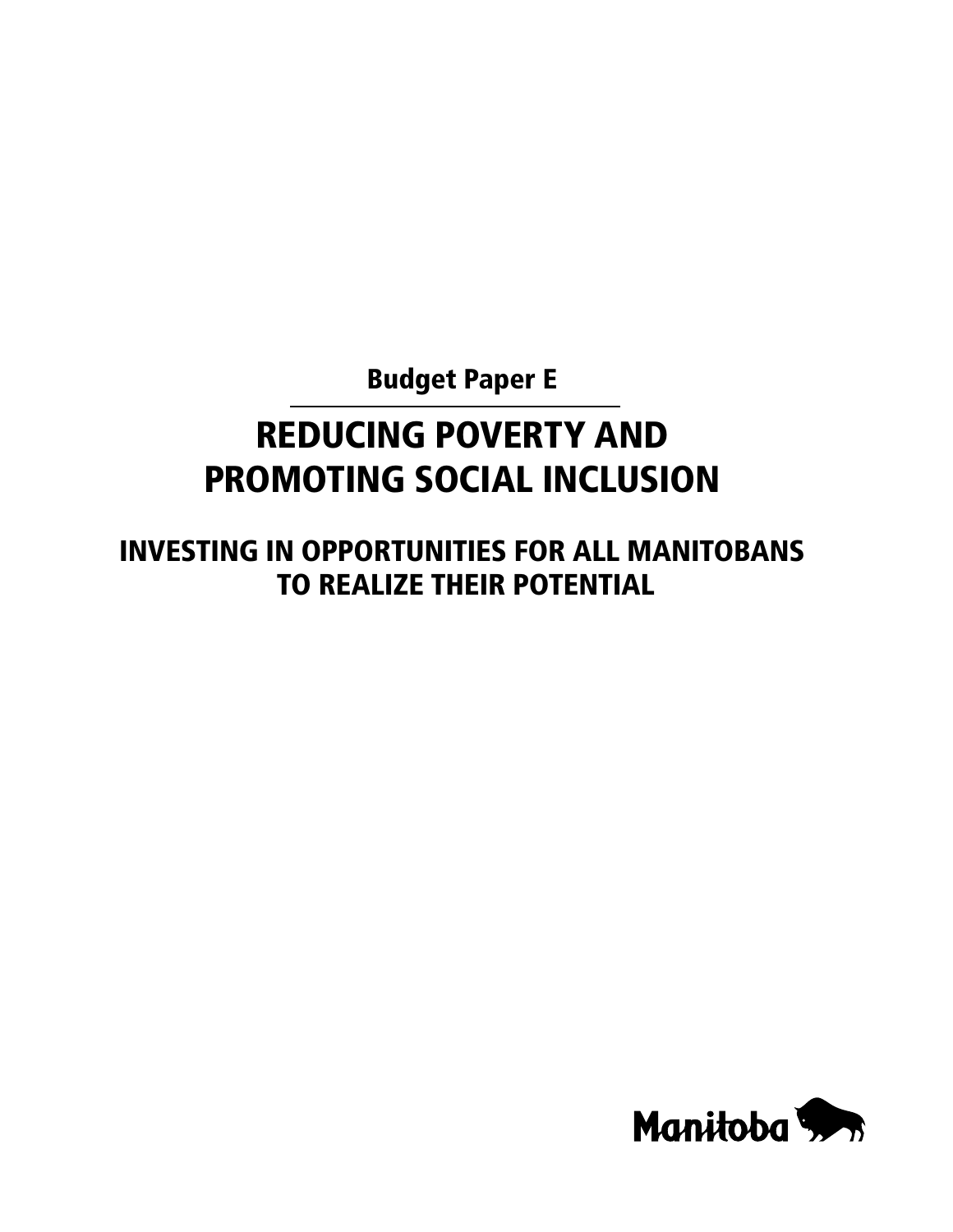Budget Paper E

# REDUCING POVERTY AND PROMOTING SOCIAL INCLUSION

## INVESTING IN OPPORTUNITIES FOR ALL MANITOBANS TO REALIZE THEIR POTENTIAL

Manitoba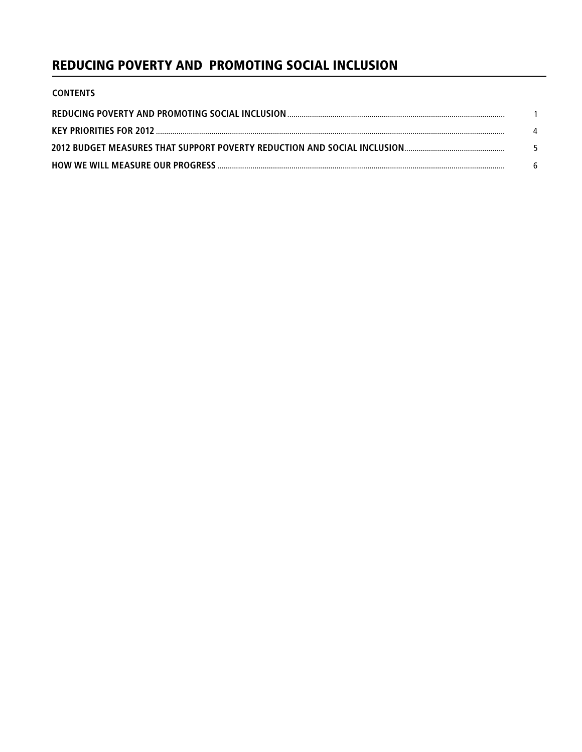# REDUCING POVERTY AND PROMOTING SOCIAL INCLUSION

**CONTENTS**

| | |
|---|---|
| **REDUCING POVERTY AND PROMOTING SOCIAL INCLUSION** | 1 |
| **KEY PRIORITIES FOR 2012** | 4 |
| **2012 BUDGET MEASURES THAT SUPPORT POVERTY REDUCTION AND SOCIAL INCLUSION** | 5 |
| **HOW WE WILL MEASURE OUR PROGRESS** | 6 |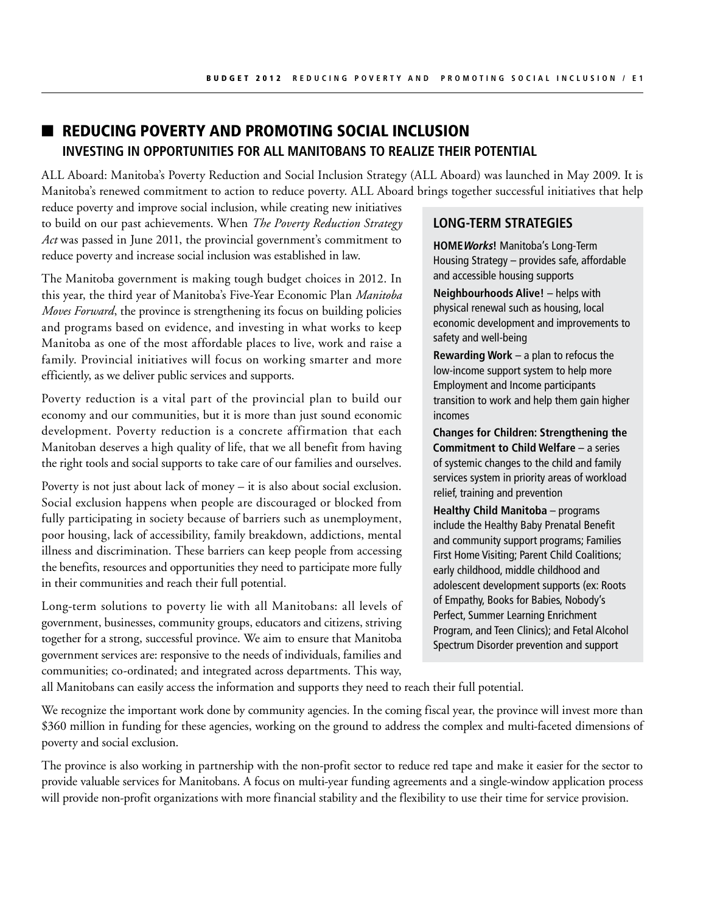## REDUCING POVERTY AND PROMOTING SOCIAL INCLUSION

### INVESTING IN OPPORTUNITIES FOR ALL MANITOBANS TO REALIZE THEIR POTENTIAL

ALL Aboard: Manitoba's Poverty Reduction and Social Inclusion Strategy (ALL Aboard) was launched in May 2009. It is Manitoba's renewed commitment to action to reduce poverty. ALL Aboard brings together successful initiatives that help reduce poverty and improve social inclusion, while creating new initiatives to build on our past achievements. When *The Poverty Reduction Strategy Act* was passed in June 2011, the provincial government's commitment to reduce poverty and increase social inclusion was established in law.

The Manitoba government is making tough budget choices in 2012. In this year, the third year of Manitoba's Five-Year Economic Plan *Manitoba Moves Forward*, the province is strengthening its focus on building policies and programs based on evidence, and investing in what works to keep Manitoba as one of the most affordable places to live, work and raise a family. Provincial initiatives will focus on working smarter and more efficiently, as we deliver public services and supports.

Poverty reduction is a vital part of the provincial plan to build our economy and our communities, but it is more than just sound economic development. Poverty reduction is a concrete affirmation that each Manitoban deserves a high quality of life, that we all benefit from having the right tools and social supports to take care of our families and ourselves.

Poverty is not just about lack of money – it is also about social exclusion. Social exclusion happens when people are discouraged or blocked from fully participating in society because of barriers such as unemployment, poor housing, lack of accessibility, family breakdown, addictions, mental illness and discrimination. These barriers can keep people from accessing the benefits, resources and opportunities they need to participate more fully in their communities and reach their full potential.

Long-term solutions to poverty lie with all Manitobans: all levels of government, businesses, community groups, educators and citizens, striving together for a strong, successful province. We aim to ensure that Manitoba government services are: responsive to the needs of individuals, families and communities; co-ordinated; and integrated across departments. This way, all Manitobans can easily access the information and supports they need to reach their full potential.

#### LONG-TERM STRATEGIES

**HOME*Works*!** Manitoba's Long-Term Housing Strategy – provides safe, affordable and accessible housing supports

**Neighbourhoods Alive!** – helps with physical renewal such as housing, local economic development and improvements to safety and well-being

**Rewarding Work** – a plan to refocus the low-income support system to help more Employment and Income participants transition to work and help them gain higher incomes

**Changes for Children: Strengthening the Commitment to Child Welfare** – a series of systemic changes to the child and family services system in priority areas of workload relief, training and prevention

**Healthy Child Manitoba** – programs include the Healthy Baby Prenatal Benefit and community support programs; Families First Home Visiting; Parent Child Coalitions; early childhood, middle childhood and adolescent development supports (ex: Roots of Empathy, Books for Babies, Nobody's Perfect, Summer Learning Enrichment Program, and Teen Clinics); and Fetal Alcohol Spectrum Disorder prevention and support

We recognize the important work done by community agencies. In the coming fiscal year, the province will invest more than $360 million in funding for these agencies, working on the ground to address the complex and multi-faceted dimensions of poverty and social exclusion.

The province is also working in partnership with the non-profit sector to reduce red tape and make it easier for the sector to provide valuable services for Manitobans. A focus on multi-year funding agreements and a single-window application process will provide non-profit organizations with more financial stability and the flexibility to use their time for service provision.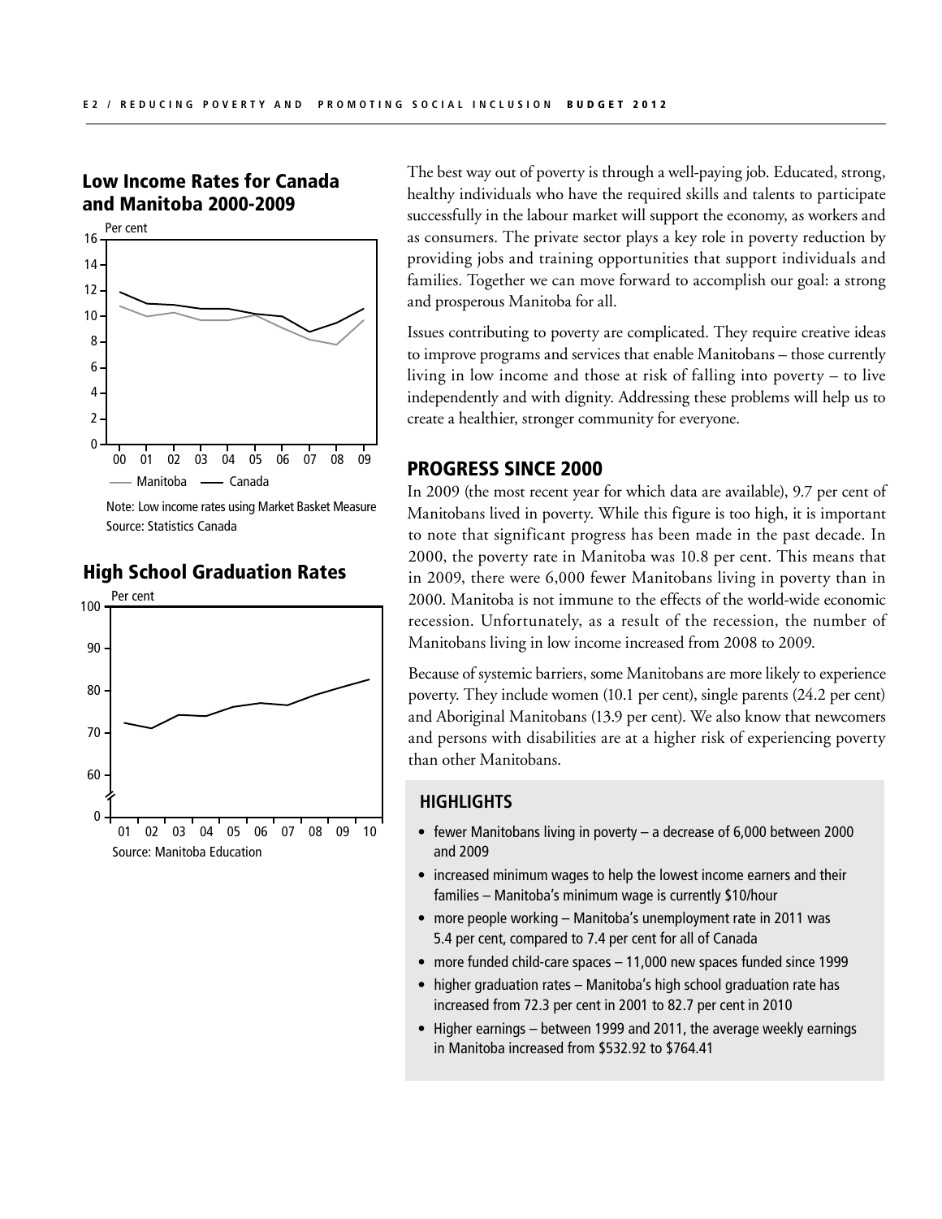## Low Income Rates for Canada and Manitoba 2000-2009

Note: Low income rates using Market Basket Measure
Source: Statistics Canada

## High School Graduation Rates

Source: Manitoba Education

The best way out of poverty is through a well-paying job. Educated, strong, healthy individuals who have the required skills and talents to participate successfully in the labour market will support the economy, as workers and as consumers. The private sector plays a key role in poverty reduction by providing jobs and training opportunities that support individuals and families. Together we can move forward to accomplish our goal: a strong and prosperous Manitoba for all.

Issues contributing to poverty are complicated. They require creative ideas to improve programs and services that enable Manitobans – those currently living in low income and those at risk of falling into poverty – to live independently and with dignity. Addressing these problems will help us to create a healthier, stronger community for everyone.

## PROGRESS SINCE 2000

In 2009 (the most recent year for which data are available), 9.7 per cent of Manitobans lived in poverty. While this figure is too high, it is important to note that significant progress has been made in the past decade. In 2000, the poverty rate in Manitoba was 10.8 per cent. This means that in 2009, there were 6,000 fewer Manitobans living in poverty than in 2000. Manitoba is not immune to the effects of the world-wide economic recession. Unfortunately, as a result of the recession, the number of Manitobans living in low income increased from 2008 to 2009.

Because of systemic barriers, some Manitobans are more likely to experience poverty. They include women (10.1 per cent), single parents (24.2 per cent) and Aboriginal Manitobans (13.9 per cent). We also know that newcomers and persons with disabilities are at a higher risk of experiencing poverty than other Manitobans.

### HIGHLIGHTS

- fewer Manitobans living in poverty – a decrease of 6,000 between 2000 and 2009
- increased minimum wages to help the lowest income earners and their families – Manitoba's minimum wage is currently $10/hour
- more people working – Manitoba's unemployment rate in 2011 was 5.4 per cent, compared to 7.4 per cent for all of Canada
- more funded child-care spaces – 11,000 new spaces funded since 1999
- higher graduation rates – Manitoba's high school graduation rate has increased from 72.3 per cent in 2001 to 82.7 per cent in 2010
- Higher earnings – between 1999 and 2011, the average weekly earnings in Manitoba increased from $532.92 to $764.41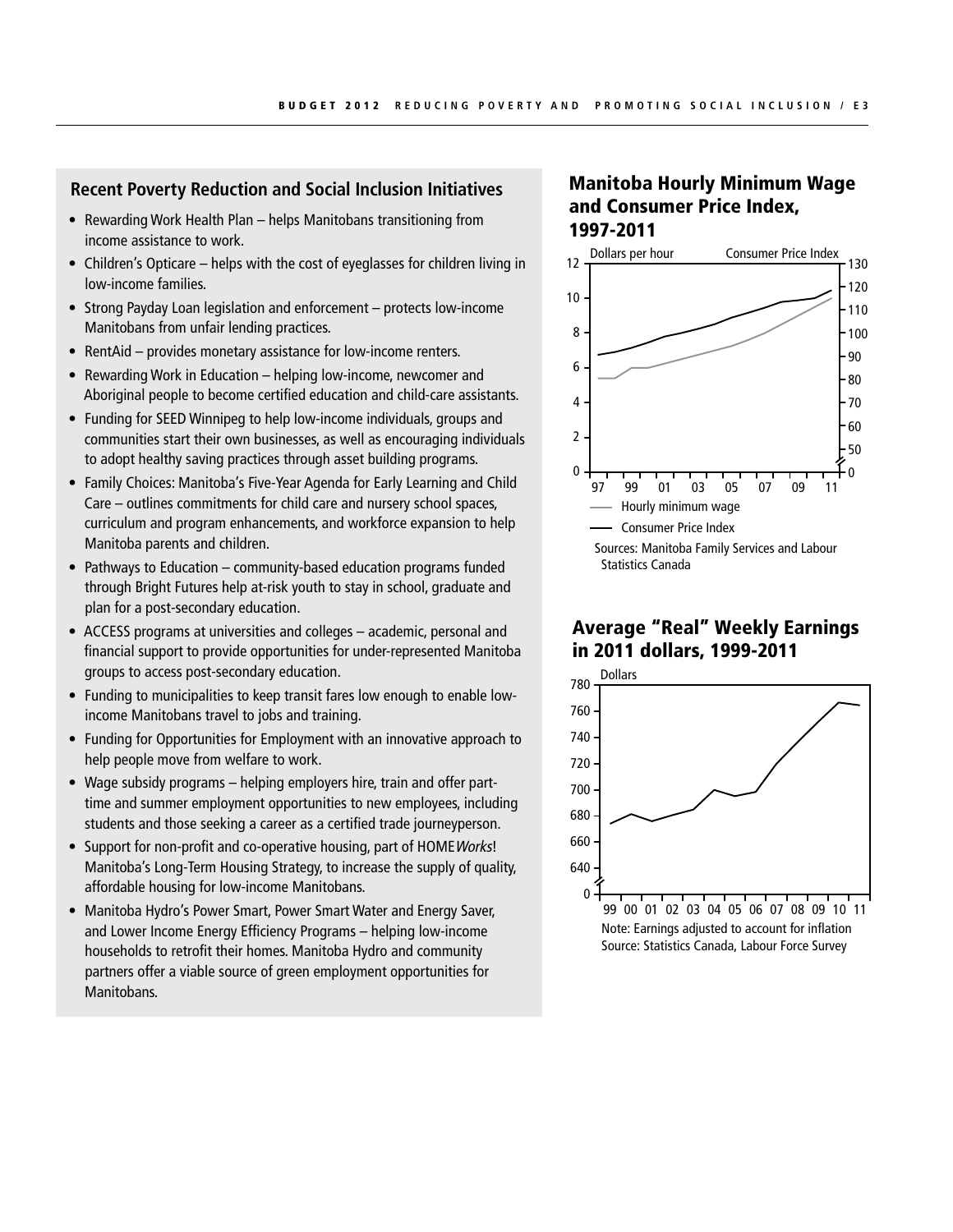## Recent Poverty Reduction and Social Inclusion Initiatives

- Rewarding Work Health Plan – helps Manitobans transitioning from income assistance to work.
- Children's Opticare – helps with the cost of eyeglasses for children living in low-income families.
- Strong Payday Loan legislation and enforcement – protects low-income Manitobans from unfair lending practices.
- RentAid – provides monetary assistance for low-income renters.
- Rewarding Work in Education – helping low-income, newcomer and Aboriginal people to become certified education and child-care assistants.
- Funding for SEED Winnipeg to help low-income individuals, groups and communities start their own businesses, as well as encouraging individuals to adopt healthy saving practices through asset building programs.
- Family Choices: Manitoba's Five-Year Agenda for Early Learning and Child Care – outlines commitments for child care and nursery school spaces, curriculum and program enhancements, and workforce expansion to help Manitoba parents and children.
- Pathways to Education – community-based education programs funded through Bright Futures help at-risk youth to stay in school, graduate and plan for a post-secondary education.
- ACCESS programs at universities and colleges – academic, personal and financial support to provide opportunities for under-represented Manitoba groups to access post-secondary education.
- Funding to municipalities to keep transit fares low enough to enable low-income Manitobans travel to jobs and training.
- Funding for Opportunities for Employment with an innovative approach to help people move from welfare to work.
- Wage subsidy programs – helping employers hire, train and offer part-time and summer employment opportunities to new employees, including students and those seeking a career as a certified trade journeyperson.
- Support for non-profit and co-operative housing, part of HOME*Works*! Manitoba's Long-Term Housing Strategy, to increase the supply of quality, affordable housing for low-income Manitobans.
- Manitoba Hydro's Power Smart, Power Smart Water and Energy Saver, and Lower Income Energy Efficiency Programs – helping low-income households to retrofit their homes. Manitoba Hydro and community partners offer a viable source of green employment opportunities for Manitobans.

## Manitoba Hourly Minimum Wage and Consumer Price Index, 1997-2011

Dollars per hour | Consumer Price Index

— Hourly minimum wage
— Consumer Price Index

Sources: Manitoba Family Services and Labour Statistics Canada

## Average "Real" Weekly Earnings in 2011 dollars, 1999-2011

Dollars

Note: Earnings adjusted to account for inflation
Source: Statistics Canada, Labour Force Survey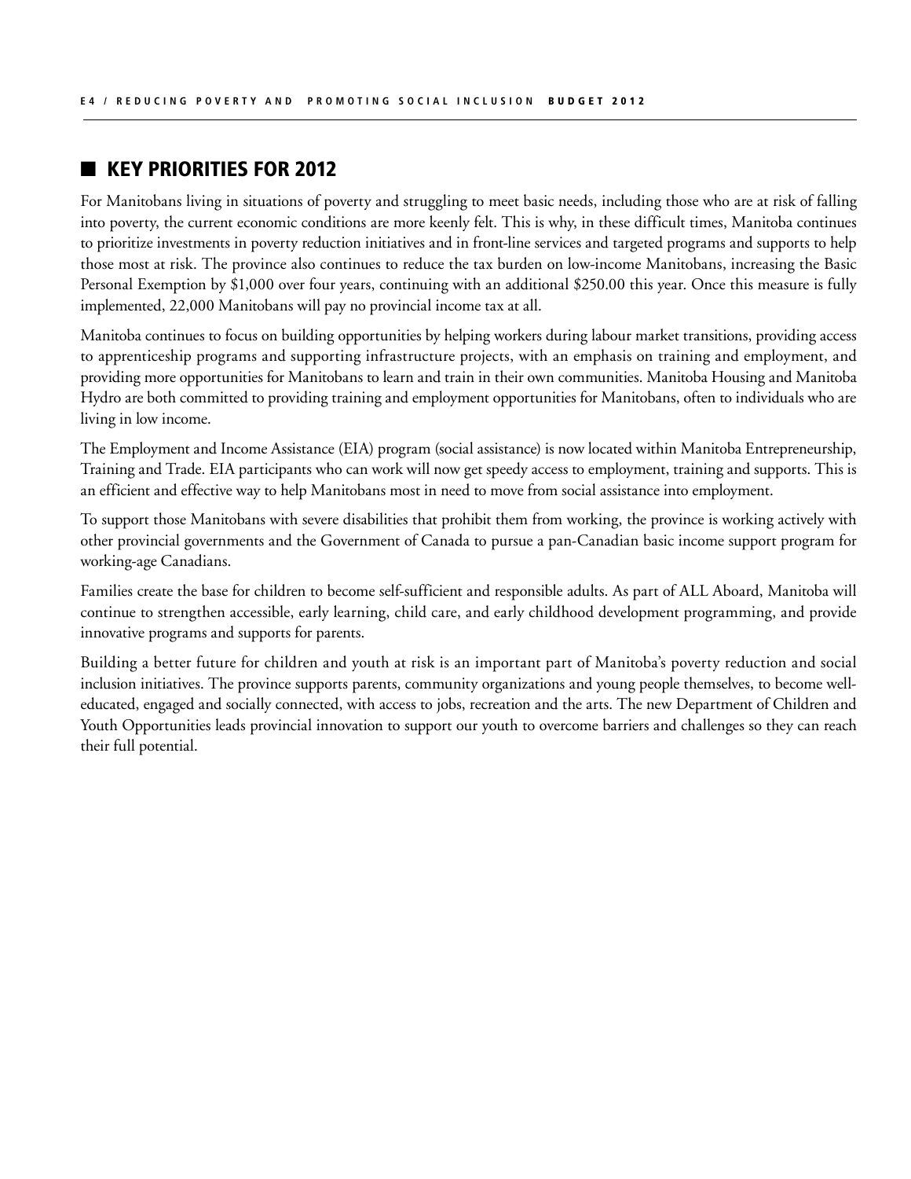## KEY PRIORITIES FOR 2012

For Manitobans living in situations of poverty and struggling to meet basic needs, including those who are at risk of falling into poverty, the current economic conditions are more keenly felt. This is why, in these difficult times, Manitoba continues to prioritize investments in poverty reduction initiatives and in front-line services and targeted programs and supports to help those most at risk. The province also continues to reduce the tax burden on low-income Manitobans, increasing the Basic Personal Exemption by $1,000 over four years, continuing with an additional $250.00 this year. Once this measure is fully implemented, 22,000 Manitobans will pay no provincial income tax at all.

Manitoba continues to focus on building opportunities by helping workers during labour market transitions, providing access to apprenticeship programs and supporting infrastructure projects, with an emphasis on training and employment, and providing more opportunities for Manitobans to learn and train in their own communities. Manitoba Housing and Manitoba Hydro are both committed to providing training and employment opportunities for Manitobans, often to individuals who are living in low income.

The Employment and Income Assistance (EIA) program (social assistance) is now located within Manitoba Entrepreneurship, Training and Trade. EIA participants who can work will now get speedy access to employment, training and supports. This is an efficient and effective way to help Manitobans most in need to move from social assistance into employment.

To support those Manitobans with severe disabilities that prohibit them from working, the province is working actively with other provincial governments and the Government of Canada to pursue a pan-Canadian basic income support program for working-age Canadians.

Families create the base for children to become self-sufficient and responsible adults. As part of ALL Aboard, Manitoba will continue to strengthen accessible, early learning, child care, and early childhood development programming, and provide innovative programs and supports for parents.

Building a better future for children and youth at risk is an important part of Manitoba's poverty reduction and social inclusion initiatives. The province supports parents, community organizations and young people themselves, to become well-educated, engaged and socially connected, with access to jobs, recreation and the arts. The new Department of Children and Youth Opportunities leads provincial innovation to support our youth to overcome barriers and challenges so they can reach their full potential.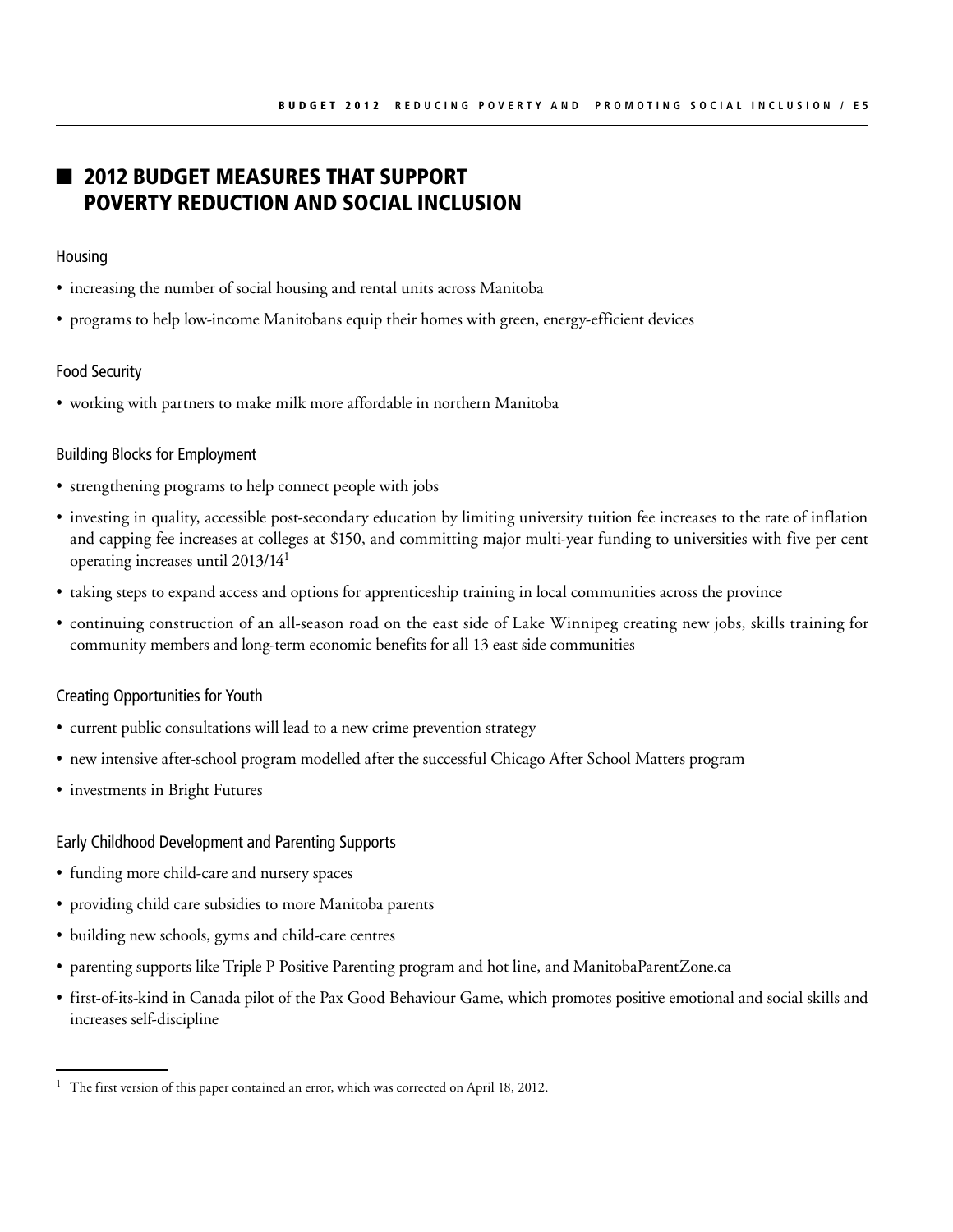## 2012 BUDGET MEASURES THAT SUPPORT POVERTY REDUCTION AND SOCIAL INCLUSION

### Housing

- increasing the number of social housing and rental units across Manitoba
- programs to help low-income Manitobans equip their homes with green, energy-efficient devices

### Food Security

- working with partners to make milk more affordable in northern Manitoba

### Building Blocks for Employment

- strengthening programs to help connect people with jobs
- investing in quality, accessible post-secondary education by limiting university tuition fee increases to the rate of inflation and capping fee increases at colleges at $150, and committing major multi-year funding to universities with five per cent operating increases until 2013/14[1]
- taking steps to expand access and options for apprenticeship training in local communities across the province
- continuing construction of an all-season road on the east side of Lake Winnipeg creating new jobs, skills training for community members and long-term economic benefits for all 13 east side communities

### Creating Opportunities for Youth

- current public consultations will lead to a new crime prevention strategy
- new intensive after-school program modelled after the successful Chicago After School Matters program
- investments in Bright Futures

### Early Childhood Development and Parenting Supports

- funding more child-care and nursery spaces
- providing child care subsidies to more Manitoba parents
- building new schools, gyms and child-care centres
- parenting supports like Triple P Positive Parenting program and hot line, and ManitobaParentZone.ca
- first-of-its-kind in Canada pilot of the Pax Good Behaviour Game, which promotes positive emotional and social skills and increases self-discipline

---

[1] The first version of this paper contained an error, which was corrected on April 18, 2012.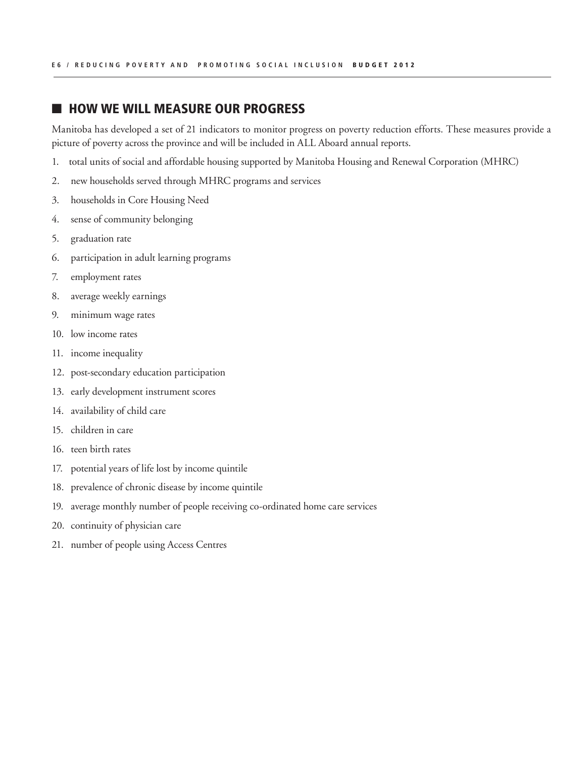## HOW WE WILL MEASURE OUR PROGRESS

Manitoba has developed a set of 21 indicators to monitor progress on poverty reduction efforts. These measures provide a picture of poverty across the province and will be included in ALL Aboard annual reports.

1. total units of social and affordable housing supported by Manitoba Housing and Renewal Corporation (MHRC)
2. new households served through MHRC programs and services
3. households in Core Housing Need
4. sense of community belonging
5. graduation rate
6. participation in adult learning programs
7. employment rates
8. average weekly earnings
9. minimum wage rates
10. low income rates
11. income inequality
12. post-secondary education participation
13. early development instrument scores
14. availability of child care
15. children in care
16. teen birth rates
17. potential years of life lost by income quintile
18. prevalence of chronic disease by income quintile
19. average monthly number of people receiving co-ordinated home care services
20. continuity of physician care
21. number of people using Access Centres